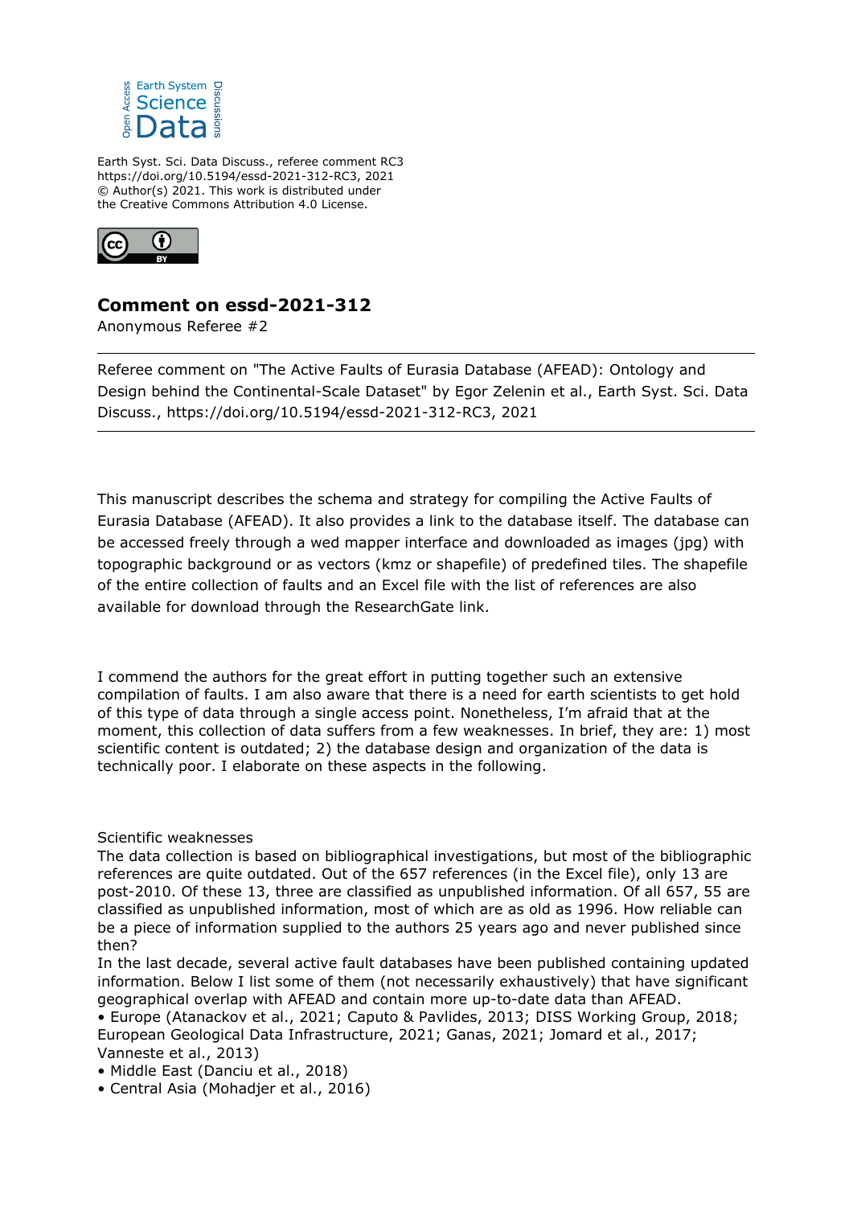Earth Syst. Sci. Data Discuss., referee comment RC3
https://doi.org/10.5194/essd-2021-312-RC3, 2021
© Author(s) 2021. This work is distributed under
the Creative Commons Attribution 4.0 License.

# Comment on essd-2021-312

Anonymous Referee #2

---

Referee comment on "The Active Faults of Eurasia Database (AFEAD): Ontology and Design behind the Continental-Scale Dataset" by Egor Zelenin et al., Earth Syst. Sci. Data Discuss., https://doi.org/10.5194/essd-2021-312-RC3, 2021

---

This manuscript describes the schema and strategy for compiling the Active Faults of Eurasia Database (AFEAD). It also provides a link to the database itself. The database can be accessed freely through a wed mapper interface and downloaded as images (jpg) with topographic background or as vectors (kmz or shapefile) of predefined tiles. The shapefile of the entire collection of faults and an Excel file with the list of references are also available for download through the ResearchGate link.

I commend the authors for the great effort in putting together such an extensive compilation of faults. I am also aware that there is a need for earth scientists to get hold of this type of data through a single access point. Nonetheless, I'm afraid that at the moment, this collection of data suffers from a few weaknesses. In brief, they are: 1) most scientific content is outdated; 2) the database design and organization of the data is technically poor. I elaborate on these aspects in the following.

Scientific weaknesses

The data collection is based on bibliographical investigations, but most of the bibliographic references are quite outdated. Out of the 657 references (in the Excel file), only 13 are post-2010. Of these 13, three are classified as unpublished information. Of all 657, 55 are classified as unpublished information, most of which are as old as 1996. How reliable can be a piece of information supplied to the authors 25 years ago and never published since then?

In the last decade, several active fault databases have been published containing updated information. Below I list some of them (not necessarily exhaustively) that have significant geographical overlap with AFEAD and contain more up-to-date data than AFEAD.

- Europe (Atanackov et al., 2021; Caputo & Pavlides, 2013; DISS Working Group, 2018; European Geological Data Infrastructure, 2021; Ganas, 2021; Jomard et al., 2017; Vanneste et al., 2013)
- Middle East (Danciu et al., 2018)
- Central Asia (Mohadjer et al., 2016)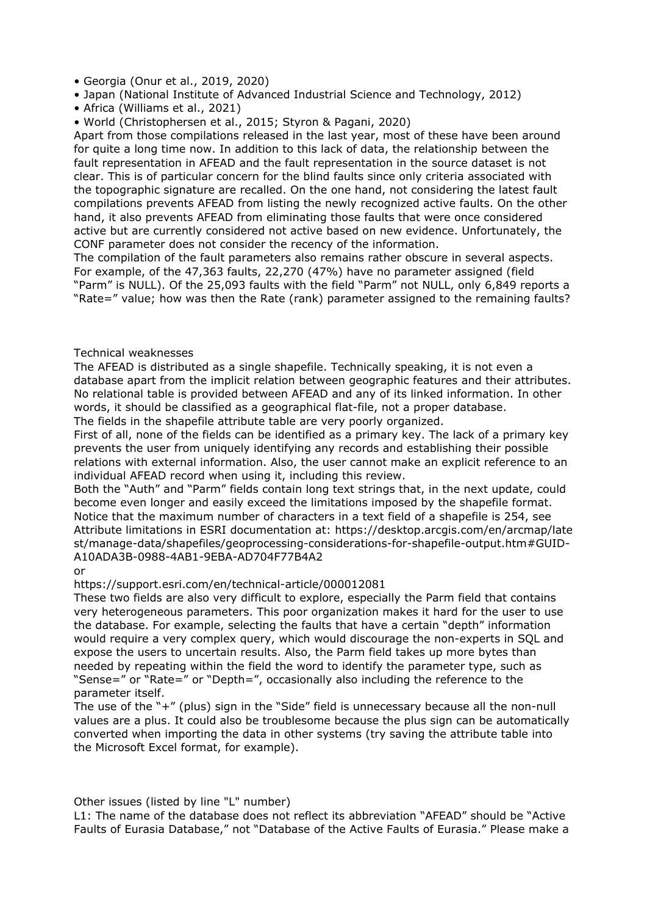- Georgia (Onur et al., 2019, 2020)
- Japan (National Institute of Advanced Industrial Science and Technology, 2012)
- Africa (Williams et al., 2021)
- World (Christophersen et al., 2015; Styron & Pagani, 2020)

Apart from those compilations released in the last year, most of these have been around for quite a long time now. In addition to this lack of data, the relationship between the fault representation in AFEAD and the fault representation in the source dataset is not clear. This is of particular concern for the blind faults since only criteria associated with the topographic signature are recalled. On the one hand, not considering the latest fault compilations prevents AFEAD from listing the newly recognized active faults. On the other hand, it also prevents AFEAD from eliminating those faults that were once considered active but are currently considered not active based on new evidence. Unfortunately, the CONF parameter does not consider the recency of the information.

The compilation of the fault parameters also remains rather obscure in several aspects. For example, of the 47,363 faults, 22,270 (47%) have no parameter assigned (field "Parm" is NULL). Of the 25,093 faults with the field "Parm" not NULL, only 6,849 reports a "Rate=" value; how was then the Rate (rank) parameter assigned to the remaining faults?

Technical weaknesses

The AFEAD is distributed as a single shapefile. Technically speaking, it is not even a database apart from the implicit relation between geographic features and their attributes. No relational table is provided between AFEAD and any of its linked information. In other words, it should be classified as a geographical flat-file, not a proper database.

The fields in the shapefile attribute table are very poorly organized.

First of all, none of the fields can be identified as a primary key. The lack of a primary key prevents the user from uniquely identifying any records and establishing their possible relations with external information. Also, the user cannot make an explicit reference to an individual AFEAD record when using it, including this review.

Both the "Auth" and "Parm" fields contain long text strings that, in the next update, could become even longer and easily exceed the limitations imposed by the shapefile format. Notice that the maximum number of characters in a text field of a shapefile is 254, see Attribute limitations in ESRI documentation at: https://desktop.arcgis.com/en/arcmap/latest/manage-data/shapefiles/geoprocessing-considerations-for-shapefile-output.htm#GUID-A10ADA3B-0988-4AB1-9EBA-AD704F77B4A2

or

https://support.esri.com/en/technical-article/000012081

These two fields are also very difficult to explore, especially the Parm field that contains very heterogeneous parameters. This poor organization makes it hard for the user to use the database. For example, selecting the faults that have a certain "depth" information would require a very complex query, which would discourage the non-experts in SQL and expose the users to uncertain results. Also, the Parm field takes up more bytes than needed by repeating within the field the word to identify the parameter type, such as "Sense=" or "Rate=" or "Depth=", occasionally also including the reference to the parameter itself.

The use of the "+" (plus) sign in the "Side" field is unnecessary because all the non-null values are a plus. It could also be troublesome because the plus sign can be automatically converted when importing the data in other systems (try saving the attribute table into the Microsoft Excel format, for example).

Other issues (listed by line "L" number)

L1: The name of the database does not reflect its abbreviation "AFEAD" should be "Active Faults of Eurasia Database," not "Database of the Active Faults of Eurasia." Please make a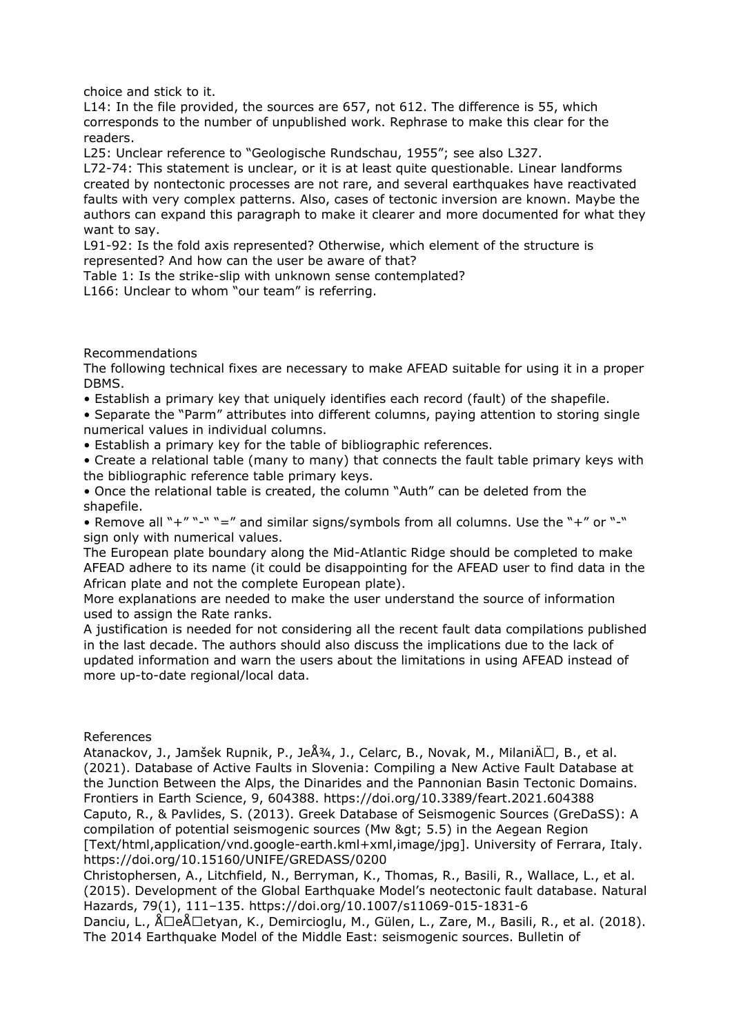choice and stick to it.

L14: In the file provided, the sources are 657, not 612. The difference is 55, which corresponds to the number of unpublished work. Rephrase to make this clear for the readers.

L25: Unclear reference to "Geologische Rundschau, 1955"; see also L327.

L72-74: This statement is unclear, or it is at least quite questionable. Linear landforms created by nontectonic processes are not rare, and several earthquakes have reactivated faults with very complex patterns. Also, cases of tectonic inversion are known. Maybe the authors can expand this paragraph to make it clearer and more documented for what they want to say.

L91-92: Is the fold axis represented? Otherwise, which element of the structure is represented? And how can the user be aware of that?

Table 1: Is the strike-slip with unknown sense contemplated?

L166: Unclear to whom "our team" is referring.

Recommendations

The following technical fixes are necessary to make AFEAD suitable for using it in a proper DBMS.

- Establish a primary key that uniquely identifies each record (fault) of the shapefile.
- Separate the "Parm" attributes into different columns, paying attention to storing single numerical values in individual columns.
- Establish a primary key for the table of bibliographic references.
- Create a relational table (many to many) that connects the fault table primary keys with the bibliographic reference table primary keys.
- Once the relational table is created, the column "Auth" can be deleted from the shapefile.
- Remove all "+" "-" "=" and similar signs/symbols from all columns. Use the "+" or "-" sign only with numerical values.

The European plate boundary along the Mid-Atlantic Ridge should be completed to make AFEAD adhere to its name (it could be disappointing for the AFEAD user to find data in the African plate and not the complete European plate).

More explanations are needed to make the user understand the source of information used to assign the Rate ranks.

A justification is needed for not considering all the recent fault data compilations published in the last decade. The authors should also discuss the implications due to the lack of updated information and warn the users about the limitations in using AFEAD instead of more up-to-date regional/local data.

References

Atanackov, J., Jamšek Rupnik, P., JeÅ¾, J., Celarc, B., Novak, M., MilaniÄ□, B., et al. (2021). Database of Active Faults in Slovenia: Compiling a New Active Fault Database at the Junction Between the Alps, the Dinarides and the Pannonian Basin Tectonic Domains. Frontiers in Earth Science, 9, 604388. https://doi.org/10.3389/feart.2021.604388

Caputo, R., & Pavlides, S. (2013). Greek Database of Seismogenic Sources (GreDaSS): A compilation of potential seismogenic sources (Mw &gt; 5.5) in the Aegean Region [Text/html,application/vnd.google-earth.kml+xml,image/jpg]. University of Ferrara, Italy. https://doi.org/10.15160/UNIFE/GREDASS/0200

Christophersen, A., Litchfield, N., Berryman, K., Thomas, R., Basili, R., Wallace, L., et al. (2015). Development of the Global Earthquake Model's neotectonic fault database. Natural Hazards, 79(1), 111–135. https://doi.org/10.1007/s11069-015-1831-6

Danciu, L., Å□eÅ□etyan, K., Demircioglu, M., Gülen, L., Zare, M., Basili, R., et al. (2018). The 2014 Earthquake Model of the Middle East: seismogenic sources. Bulletin of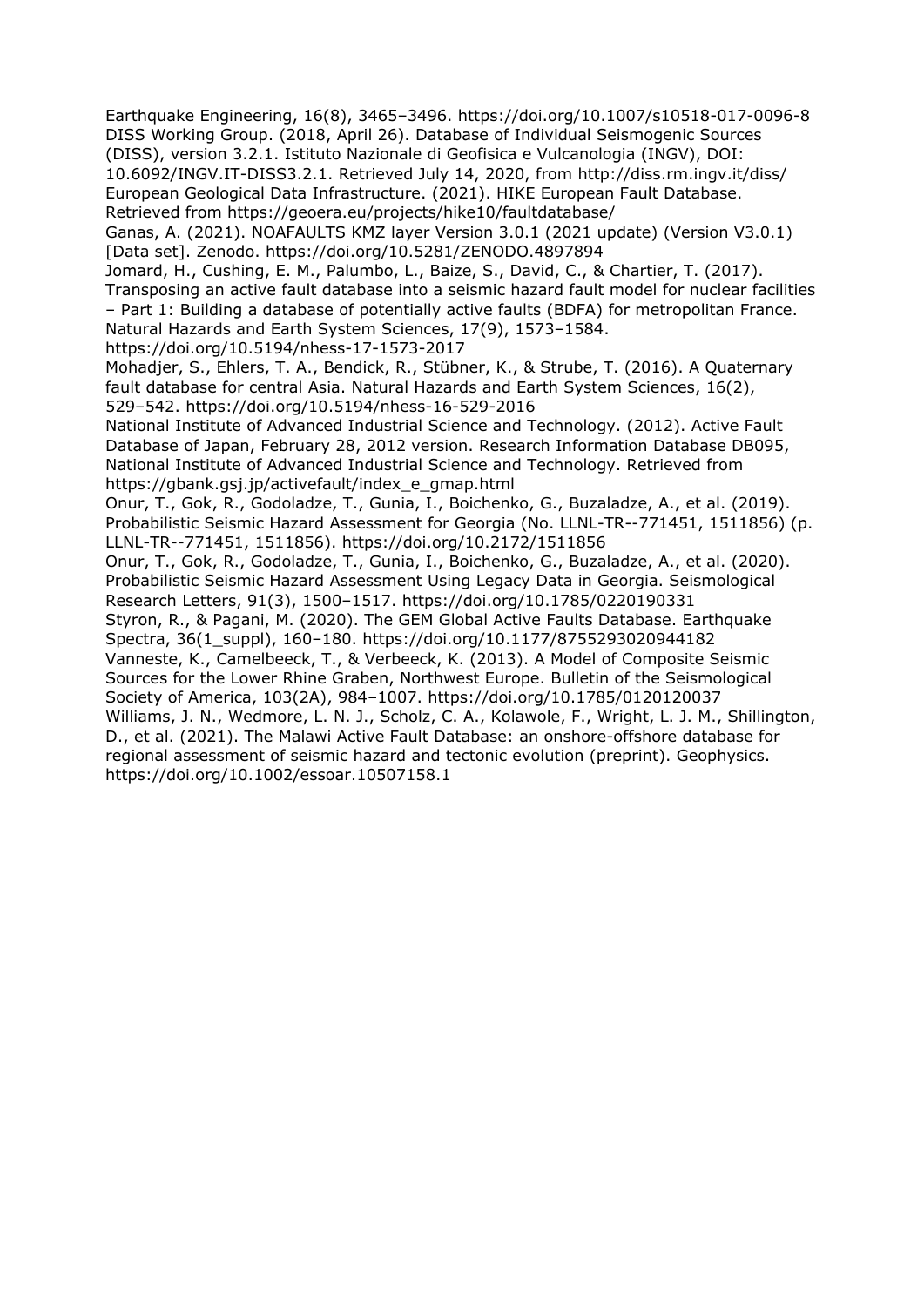Earthquake Engineering, 16(8), 3465–3496. https://doi.org/10.1007/s10518-017-0096-8

DISS Working Group. (2018, April 26). Database of Individual Seismogenic Sources (DISS), version 3.2.1. Istituto Nazionale di Geofisica e Vulcanologia (INGV), DOI: 10.6092/INGV.IT-DISS3.2.1. Retrieved July 14, 2020, from http://diss.rm.ingv.it/diss/

European Geological Data Infrastructure. (2021). HIKE European Fault Database. Retrieved from https://geoera.eu/projects/hike10/faultdatabase/

Ganas, A. (2021). NOAFAULTS KMZ layer Version 3.0.1 (2021 update) (Version V3.0.1) [Data set]. Zenodo. https://doi.org/10.5281/ZENODO.4897894

Jomard, H., Cushing, E. M., Palumbo, L., Baize, S., David, C., & Chartier, T. (2017). Transposing an active fault database into a seismic hazard fault model for nuclear facilities – Part 1: Building a database of potentially active faults (BDFA) for metropolitan France. Natural Hazards and Earth System Sciences, 17(9), 1573–1584. https://doi.org/10.5194/nhess-17-1573-2017

Mohadjer, S., Ehlers, T. A., Bendick, R., Stübner, K., & Strube, T. (2016). A Quaternary fault database for central Asia. Natural Hazards and Earth System Sciences, 16(2), 529–542. https://doi.org/10.5194/nhess-16-529-2016

National Institute of Advanced Industrial Science and Technology. (2012). Active Fault Database of Japan, February 28, 2012 version. Research Information Database DB095, National Institute of Advanced Industrial Science and Technology. Retrieved from https://gbank.gsj.jp/activefault/index_e_gmap.html

Onur, T., Gok, R., Godoladze, T., Gunia, I., Boichenko, G., Buzaladze, A., et al. (2019). Probabilistic Seismic Hazard Assessment for Georgia (No. LLNL-TR--771451, 1511856) (p. LLNL-TR--771451, 1511856). https://doi.org/10.2172/1511856

Onur, T., Gok, R., Godoladze, T., Gunia, I., Boichenko, G., Buzaladze, A., et al. (2020). Probabilistic Seismic Hazard Assessment Using Legacy Data in Georgia. Seismological Research Letters, 91(3), 1500–1517. https://doi.org/10.1785/0220190331

Styron, R., & Pagani, M. (2020). The GEM Global Active Faults Database. Earthquake Spectra, 36(1_suppl), 160–180. https://doi.org/10.1177/8755293020944182

Vanneste, K., Camelbeeck, T., & Verbeeck, K. (2013). A Model of Composite Seismic Sources for the Lower Rhine Graben, Northwest Europe. Bulletin of the Seismological Society of America, 103(2A), 984–1007. https://doi.org/10.1785/0120120037

Williams, J. N., Wedmore, L. N. J., Scholz, C. A., Kolawole, F., Wright, L. J. M., Shillington, D., et al. (2021). The Malawi Active Fault Database: an onshore-offshore database for regional assessment of seismic hazard and tectonic evolution (preprint). Geophysics. https://doi.org/10.1002/essoar.10507158.1